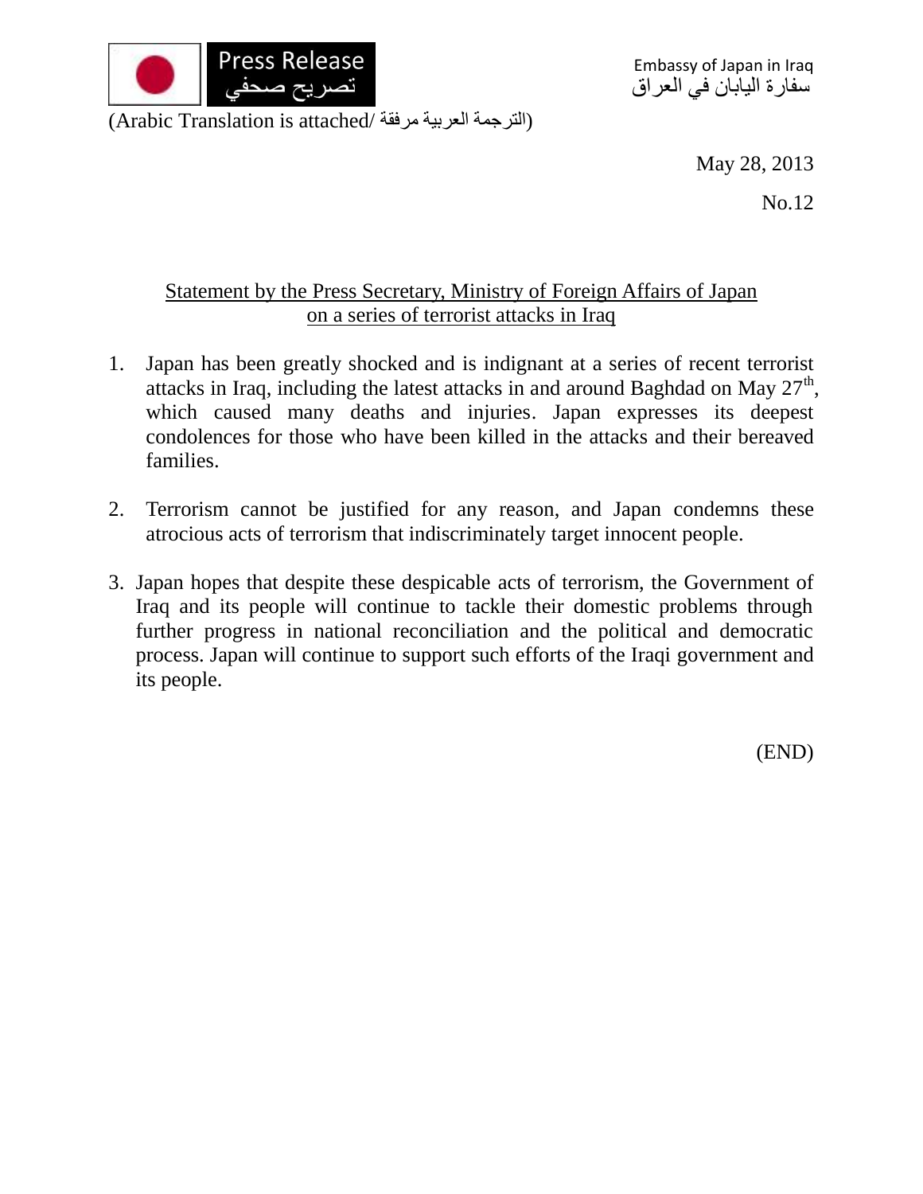Press Release
تصريح صحفي

Embassy of Japan in Iraq
سفارة اليابان في العراق

(Arabic Translation is attached/ الترجمة العربية مرفقة)

May 28, 2013

No.12

## Statement by the Press Secretary, Ministry of Foreign Affairs of Japan on a series of terrorist attacks in Iraq

1. Japan has been greatly shocked and is indignant at a series of recent terrorist attacks in Iraq, including the latest attacks in and around Baghdad on May 27th, which caused many deaths and injuries. Japan expresses its deepest condolences for those who have been killed in the attacks and their bereaved families.

2. Terrorism cannot be justified for any reason, and Japan condemns these atrocious acts of terrorism that indiscriminately target innocent people.

3. Japan hopes that despite these despicable acts of terrorism, the Government of Iraq and its people will continue to tackle their domestic problems through further progress in national reconciliation and the political and democratic process. Japan will continue to support such efforts of the Iraqi government and its people.

(END)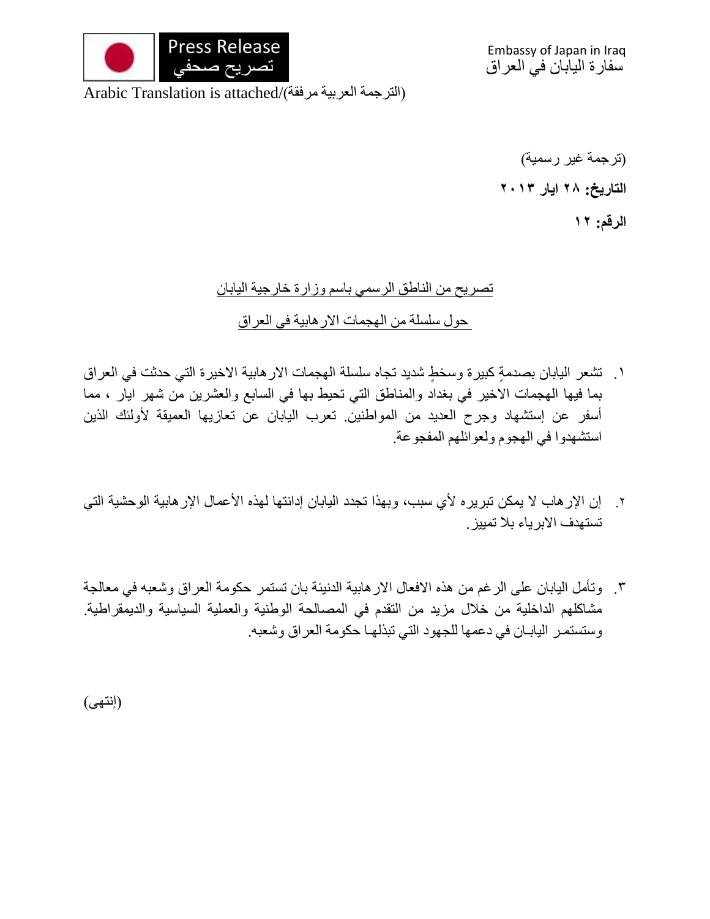Press Release
تصريح صحفي

Embassy of Japan in Iraq
سفارة اليابان في العراق

Arabic Translation is attached/(الترجمة العربية مرفقة)

(ترجمة غير رسمية)

**التاريخ:** ٢٨ ايار ٢٠١٣

**الرقم:** ١٢

## تصريح من الناطق الرسمي باسم وزارة خارجية اليابان

## حول سلسلة من الهجمات الارهابية في العراق

١. تشعر اليابان بصدمةٍ كبيرة وسخطٍ شديد تجاه سلسلة الهجمات الارهابية الاخيرة التي حدثت في العراق بما فيها الهجمات الاخير في بغداد والمناطق التي تحيط بها في السابع والعشرين من شهر ايار ، مما أسفر عن إستشهاد وجرح العديد من المواطنين. تعرب اليابان عن تعازيها العميقة لأولئك الذين استشهدوا في الهجوم ولعوائلهم المفجوعة.

٢. إن الإرهاب لا يمكن تبريره لأي سبب، وبهذا تجدد اليابان إدانتها لهذه الأعمال الإرهابية الوحشية التي تستهدف الابرياء بلا تمييز.

٣. وتأمل اليابان على الرغم من هذه الافعال الارهابية الدنيئة بان تستمر حكومة العراق وشعبه في معالجة مشاكلهم الداخلية من خلال مزيد من التقدم في المصالحة الوطنية والعملية السياسية والديمقراطية. وستستمر اليابان في دعمها للجهود التي تبذلها حكومة العراق وشعبه.

(إنتهى)